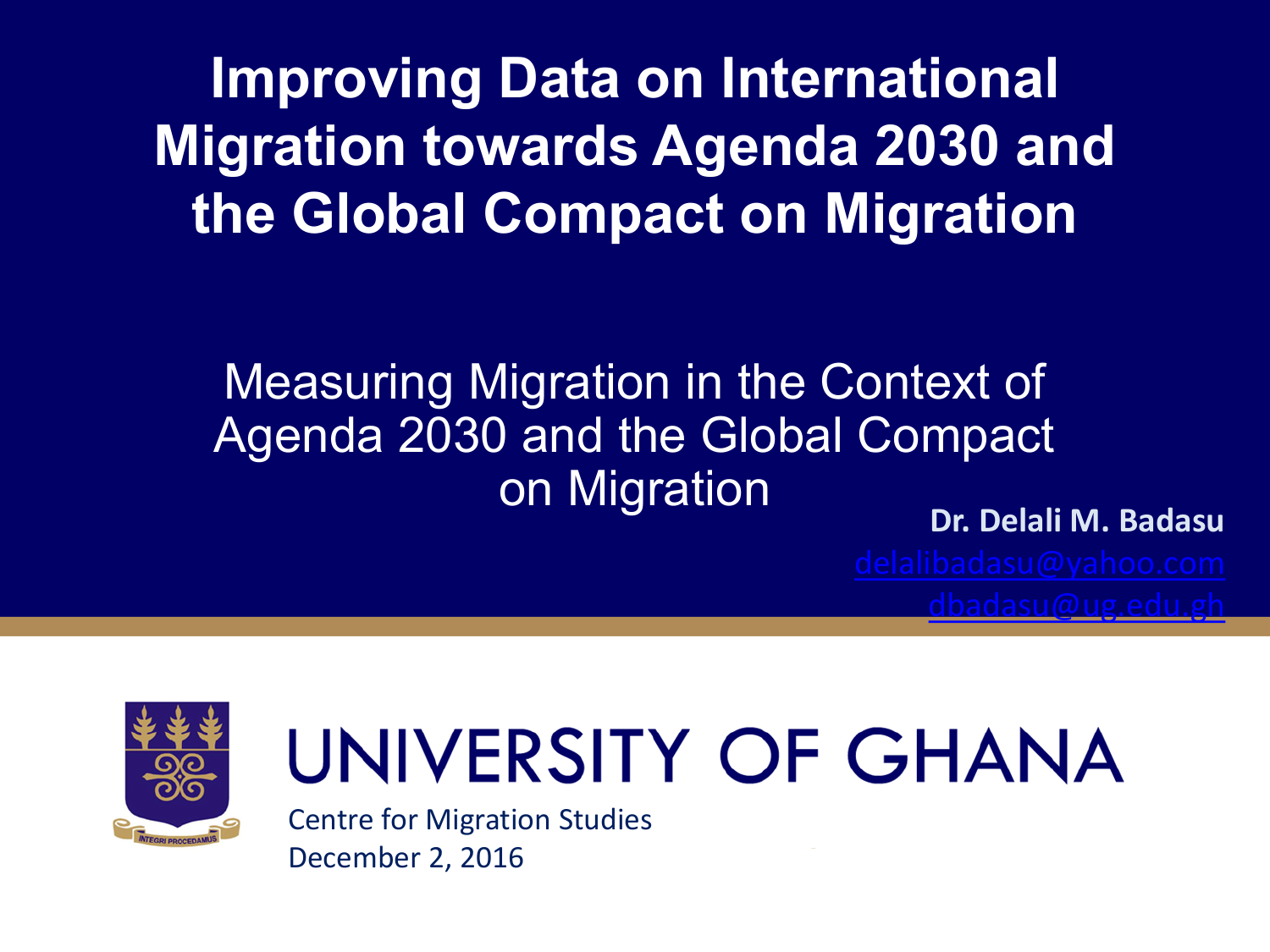# Improving Data on International Migration towards Agenda 2030 and the Global Compact on Migration

## Measuring Migration in the Context of Agenda 2030 and the Global Compact on Migration

**Dr. Delali M. Badasu**

delalibadasu@yahoo.com

dbadasu@ug.edu.gh

UNIVERSITY OF GHANA

INTEGRI PROCEDAMUS

Centre for Migration Studies

December 2, 2016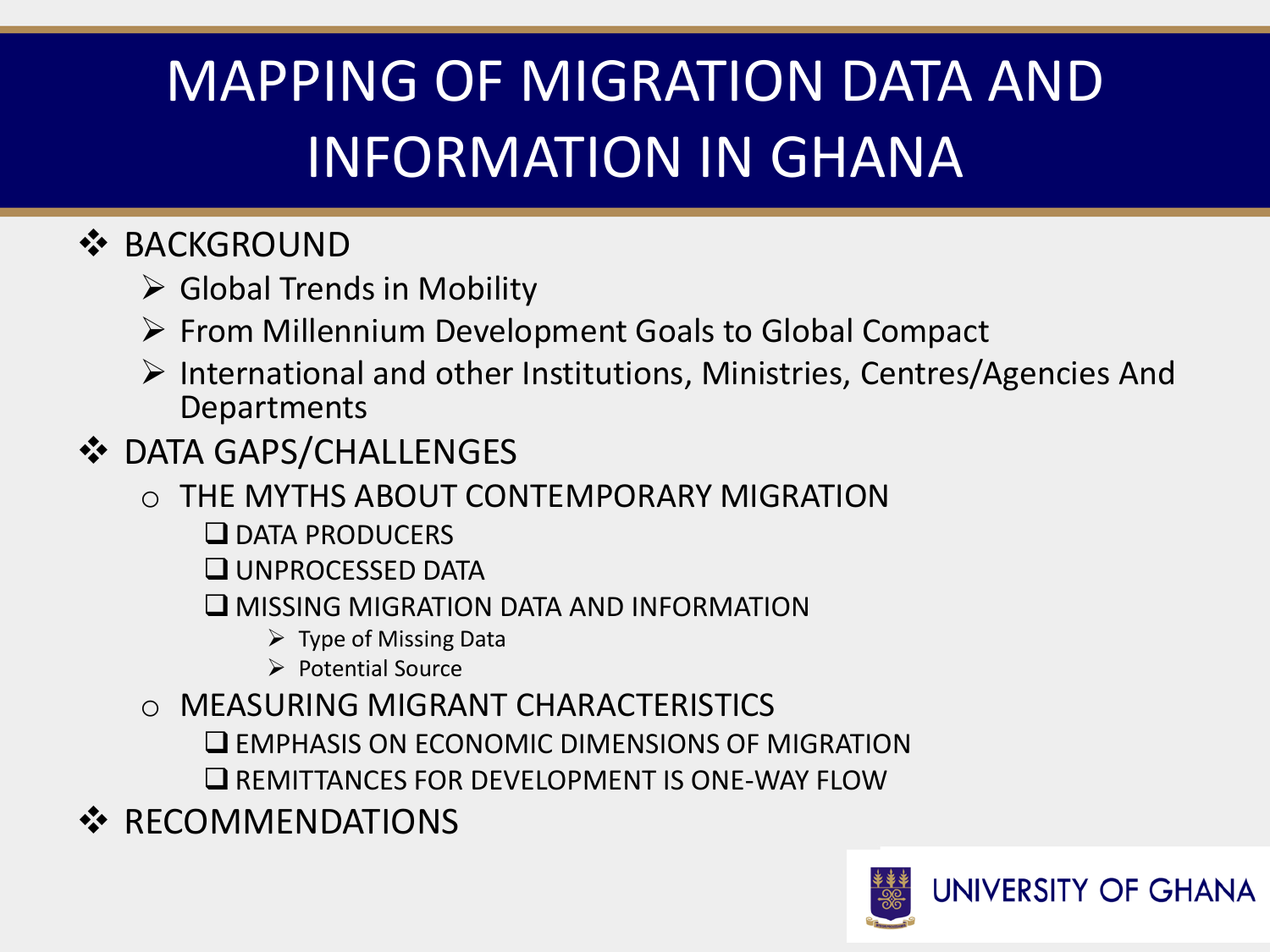# MAPPING OF MIGRATION DATA AND INFORMATION IN GHANA

- BACKGROUND
  - Global Trends in Mobility
  - From Millennium Development Goals to Global Compact
  - International and other Institutions, Ministries, Centres/Agencies And Departments
- DATA GAPS/CHALLENGES
  - THE MYTHS ABOUT CONTEMPORARY MIGRATION
    - DATA PRODUCERS
    - UNPROCESSED DATA
    - MISSING MIGRATION DATA AND INFORMATION
      - Type of Missing Data
      - Potential Source
  - MEASURING MIGRANT CHARACTERISTICS
    - EMPHASIS ON ECONOMIC DIMENSIONS OF MIGRATION
    - REMITTANCES FOR DEVELOPMENT IS ONE-WAY FLOW
- RECOMMENDATIONS

UNIVERSITY OF GHANA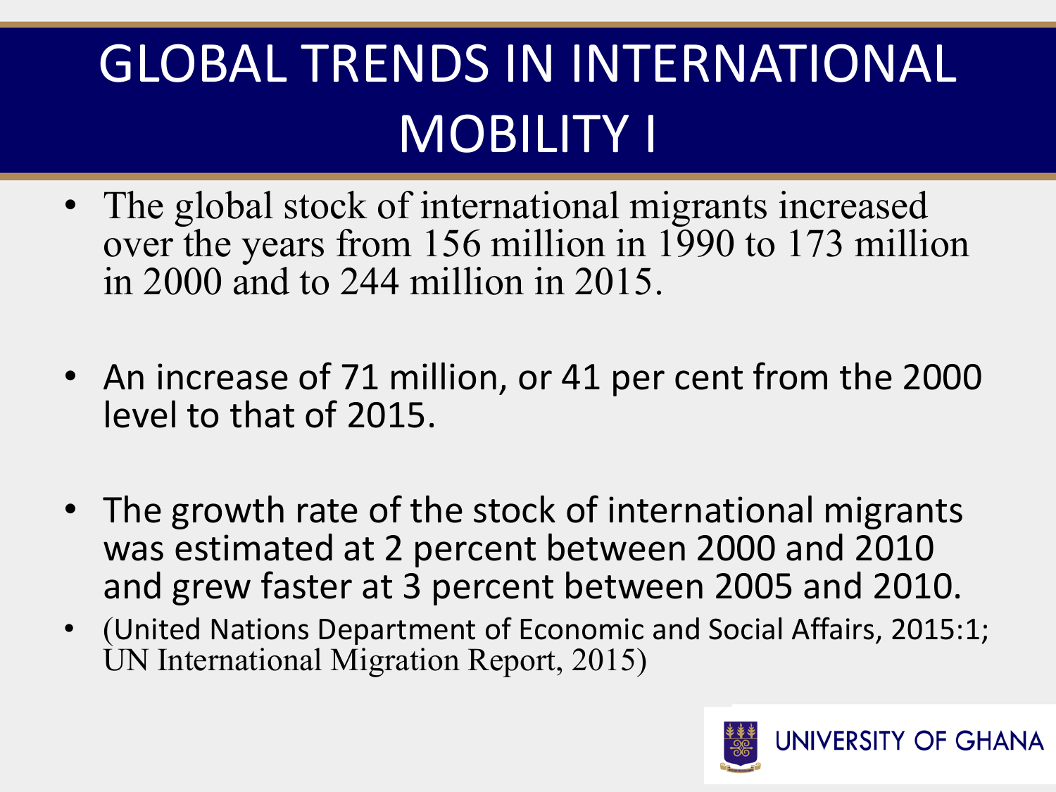# GLOBAL TRENDS IN INTERNATIONAL MOBILITY I

- The global stock of international migrants increased over the years from 156 million in 1990 to 173 million in 2000 and to 244 million in 2015.

- An increase of 71 million, or 41 per cent from the 2000 level to that of 2015.

- The growth rate of the stock of international migrants was estimated at 2 percent between 2000 and 2010 and grew faster at 3 percent between 2005 and 2010.
- (United Nations Department of Economic and Social Affairs, 2015:1; UN International Migration Report, 2015)

UNIVERSITY OF GHANA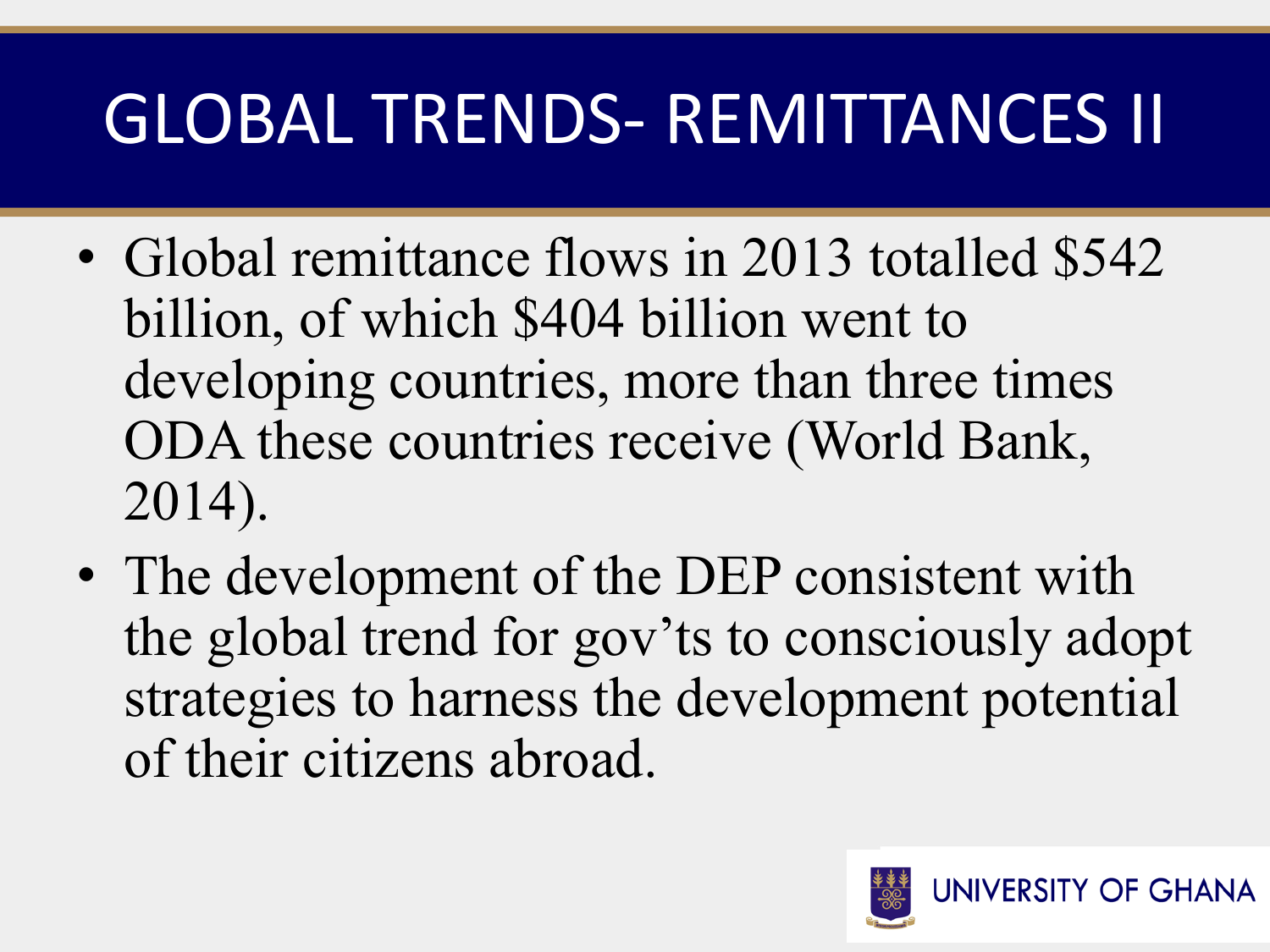# GLOBAL TRENDS- REMITTANCES II

- Global remittance flows in 2013 totalled $542 billion, of which $404 billion went to developing countries, more than three times ODA these countries receive (World Bank, 2014).
- The development of the DEP consistent with the global trend for gov'ts to consciously adopt strategies to harness the development potential of their citizens abroad.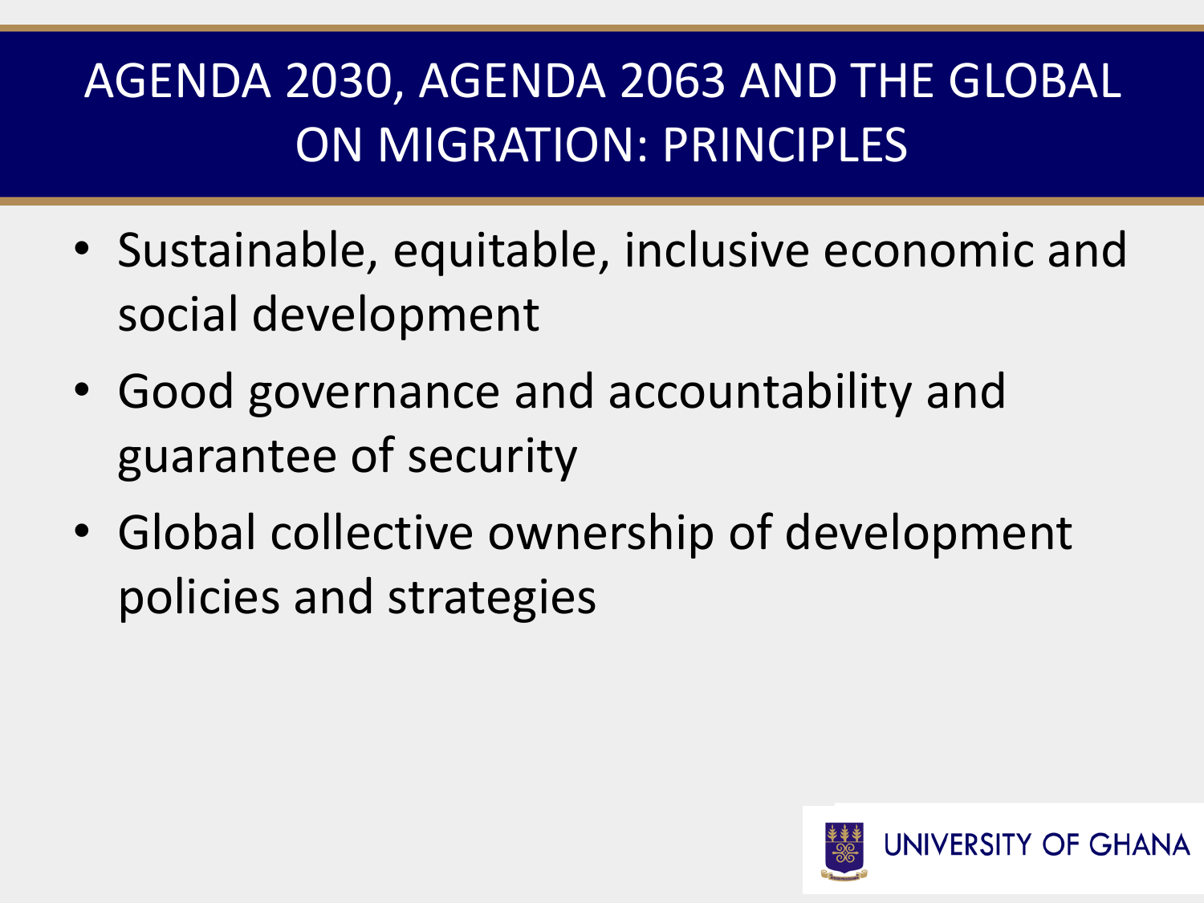# AGENDA 2030, AGENDA 2063 AND THE GLOBAL ON MIGRATION: PRINCIPLES

- Sustainable, equitable, inclusive economic and social development
- Good governance and accountability and guarantee of security
- Global collective ownership of development policies and strategies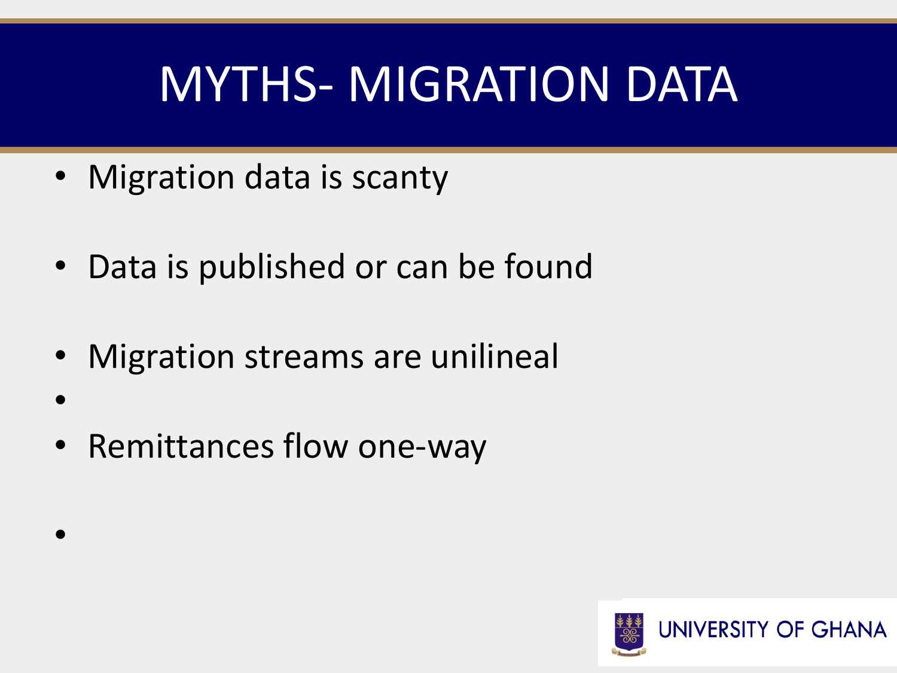# MYTHS- MIGRATION DATA

- Migration data is scanty
- Data is published or can be found
- Migration streams are unilineal
- Remittances flow one-way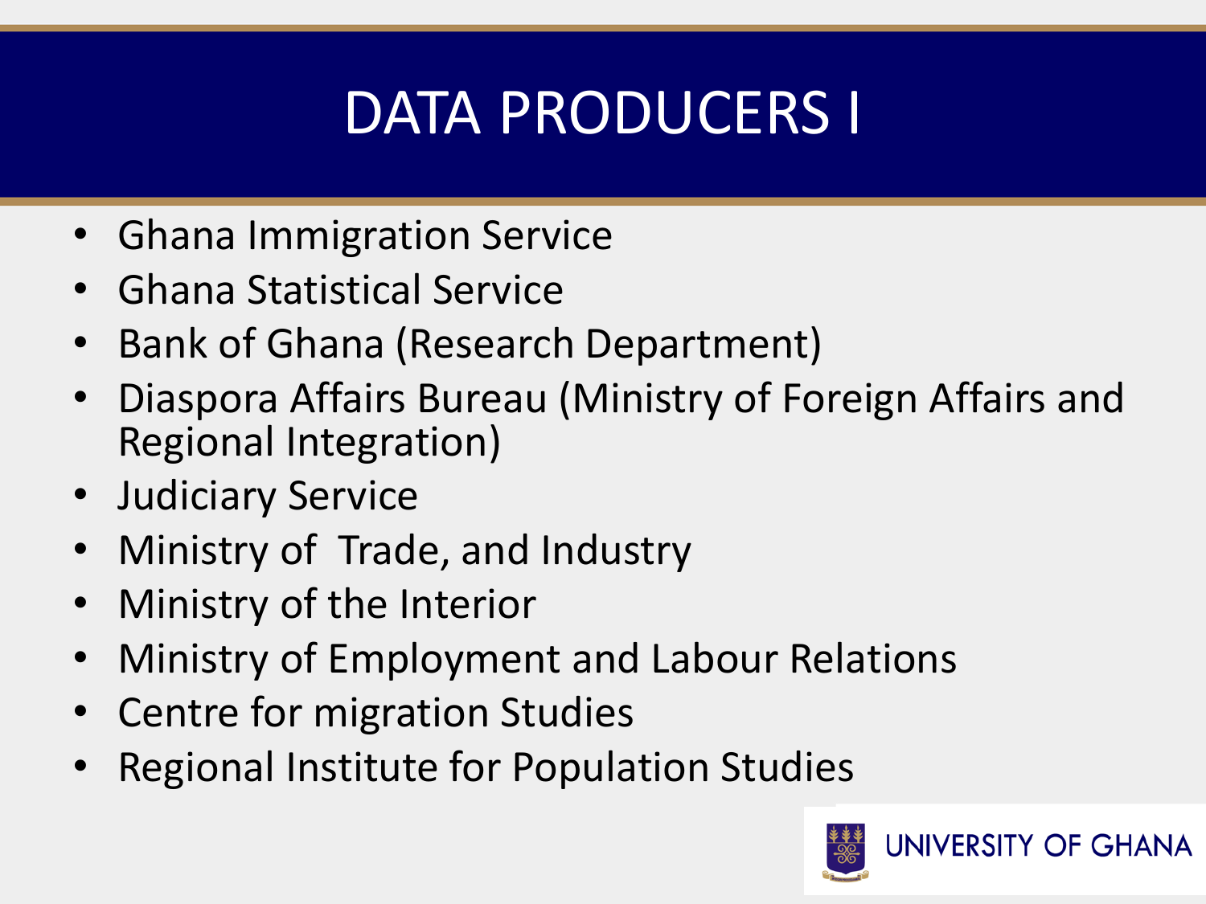# DATA PRODUCERS I

- Ghana Immigration Service
- Ghana Statistical Service
- Bank of Ghana (Research Department)
- Diaspora Affairs Bureau (Ministry of Foreign Affairs and Regional Integration)
- Judiciary Service
- Ministry of  Trade, and Industry
- Ministry of the Interior
- Ministry of Employment and Labour Relations
- Centre for migration Studies
- Regional Institute for Population Studies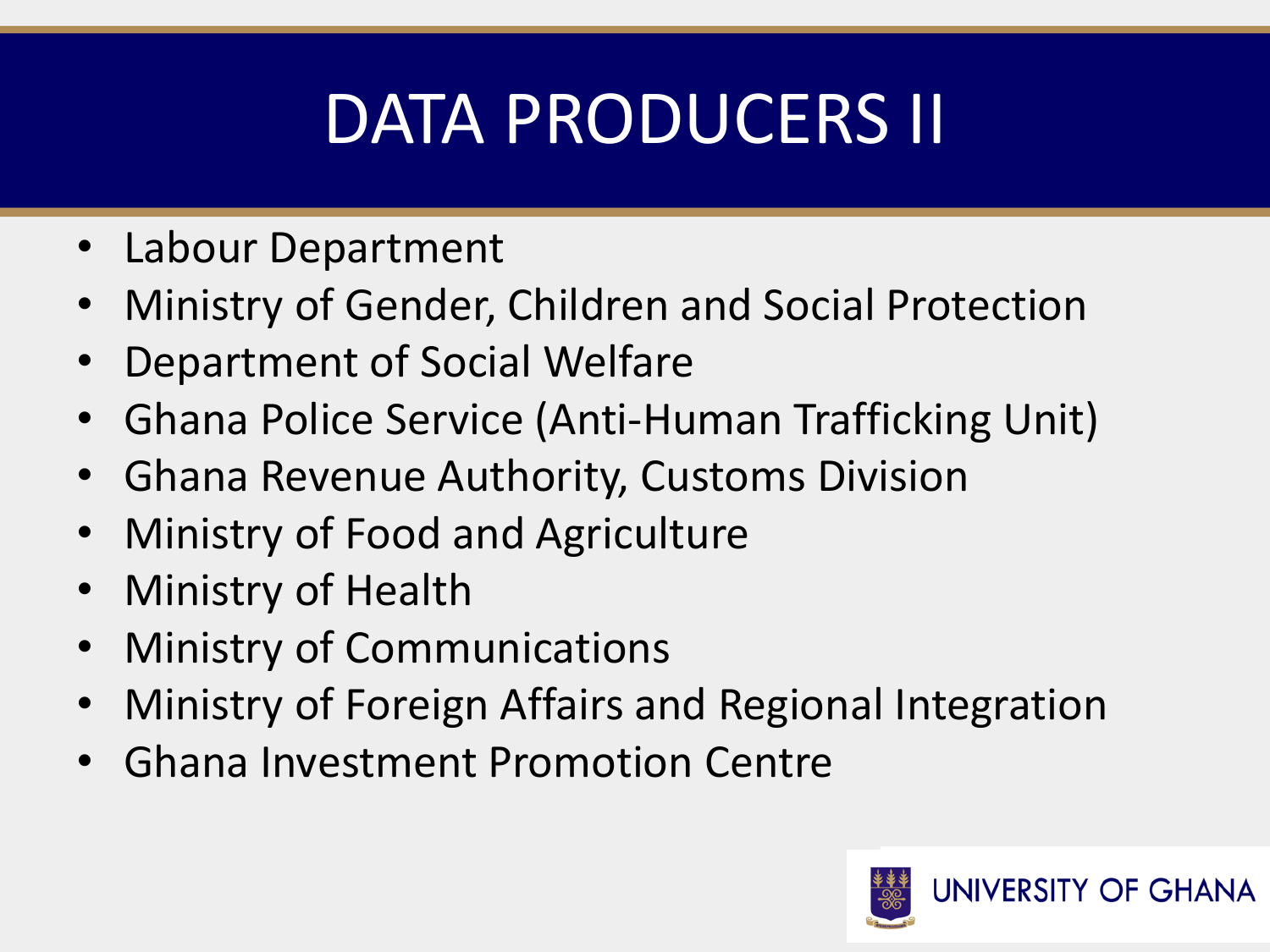# DATA PRODUCERS II

- Labour Department
- Ministry of Gender, Children and Social Protection
- Department of Social Welfare
- Ghana Police Service (Anti-Human Trafficking Unit)
- Ghana Revenue Authority, Customs Division
- Ministry of Food and Agriculture
- Ministry of Health
- Ministry of Communications
- Ministry of Foreign Affairs and Regional Integration
- Ghana Investment Promotion Centre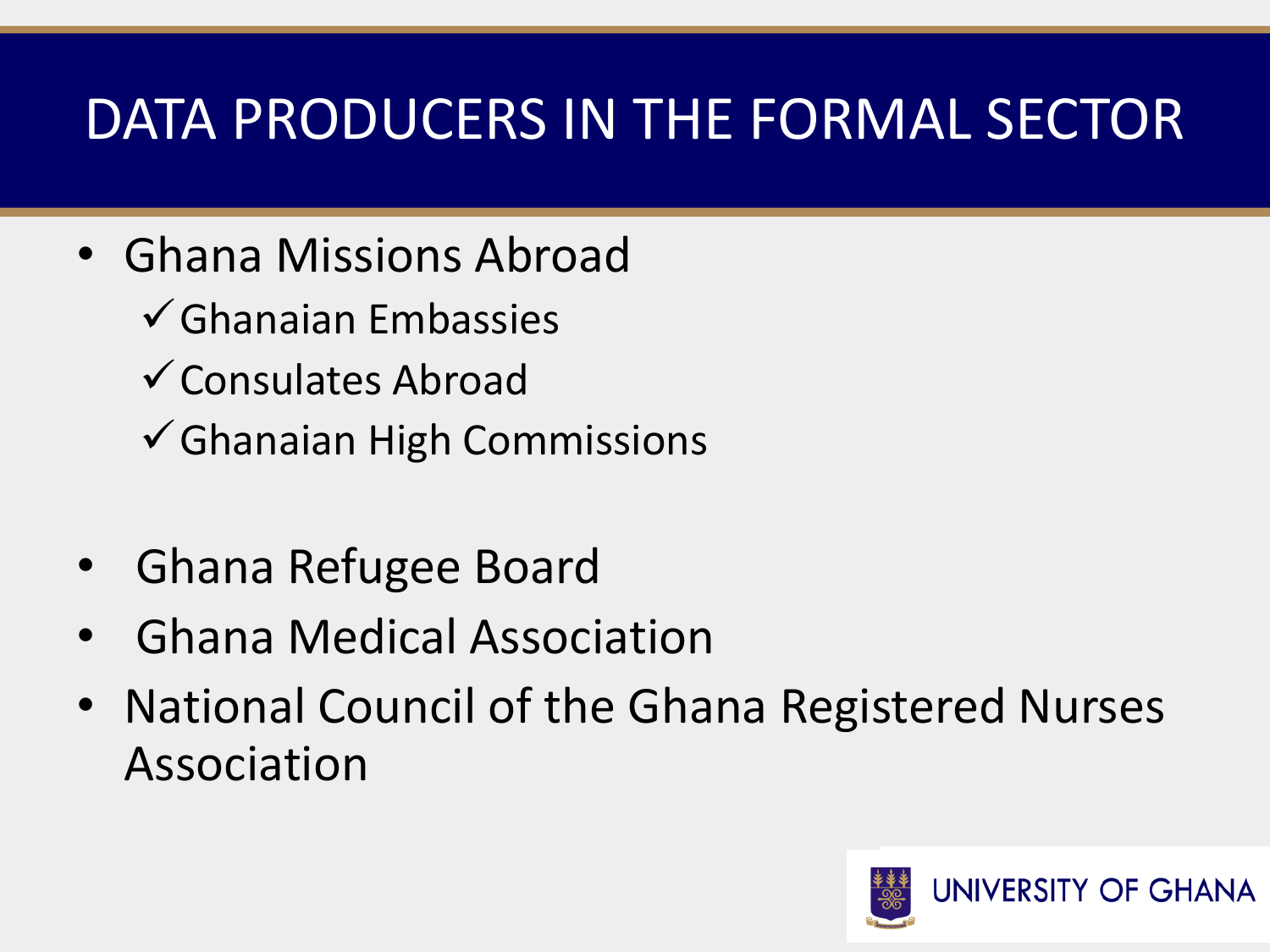# DATA PRODUCERS IN THE FORMAL SECTOR

- Ghana Missions Abroad
  - ✓ Ghanaian Embassies
  - ✓ Consulates Abroad
  - ✓ Ghanaian High Commissions

- Ghana Refugee Board
- Ghana Medical Association
- National Council of the Ghana Registered Nurses Association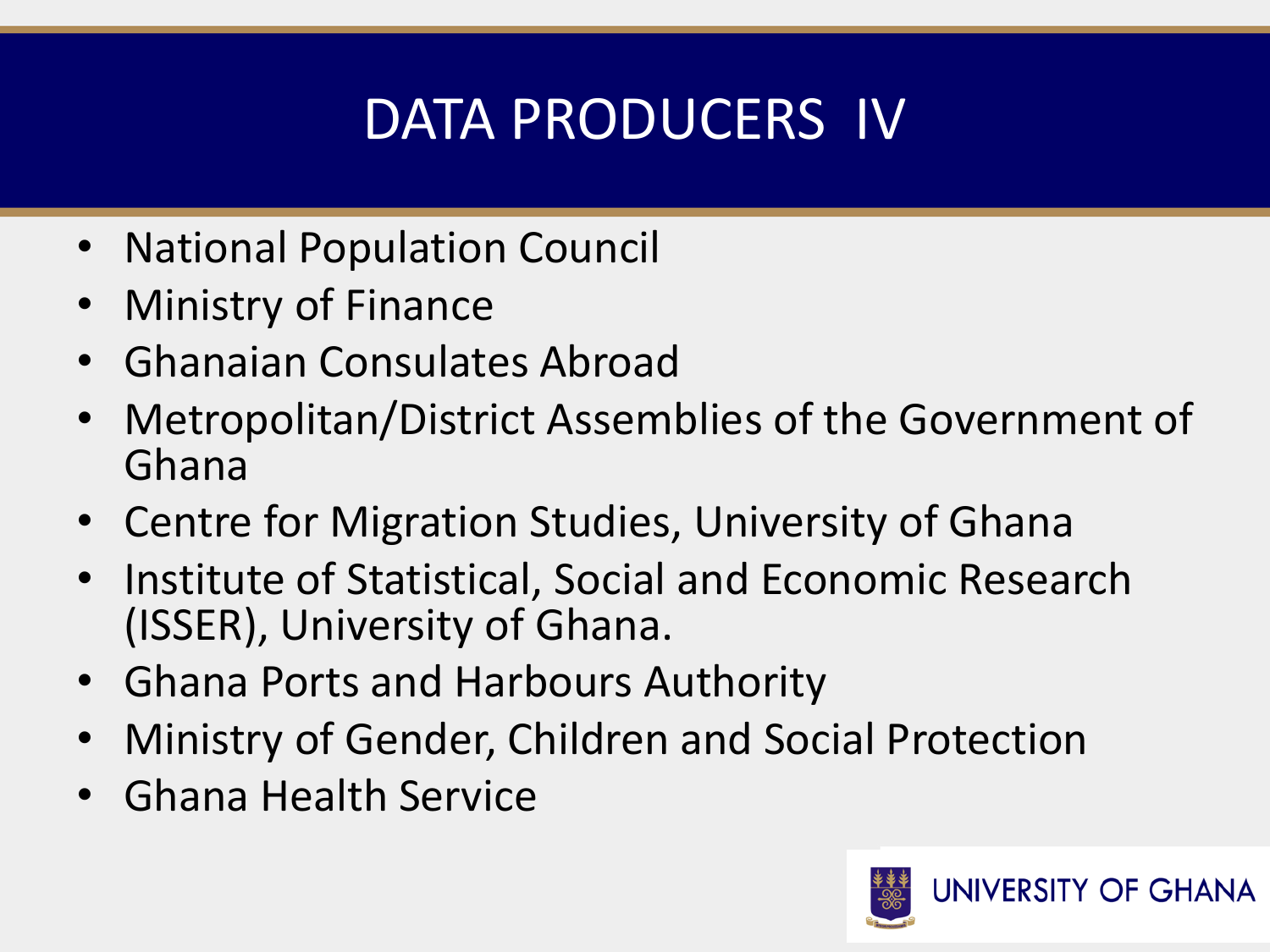# DATA PRODUCERS IV

- National Population Council
- Ministry of Finance
- Ghanaian Consulates Abroad
- Metropolitan/District Assemblies of the Government of Ghana
- Centre for Migration Studies, University of Ghana
- Institute of Statistical, Social and Economic Research (ISSER), University of Ghana.
- Ghana Ports and Harbours Authority
- Ministry of Gender, Children and Social Protection
- Ghana Health Service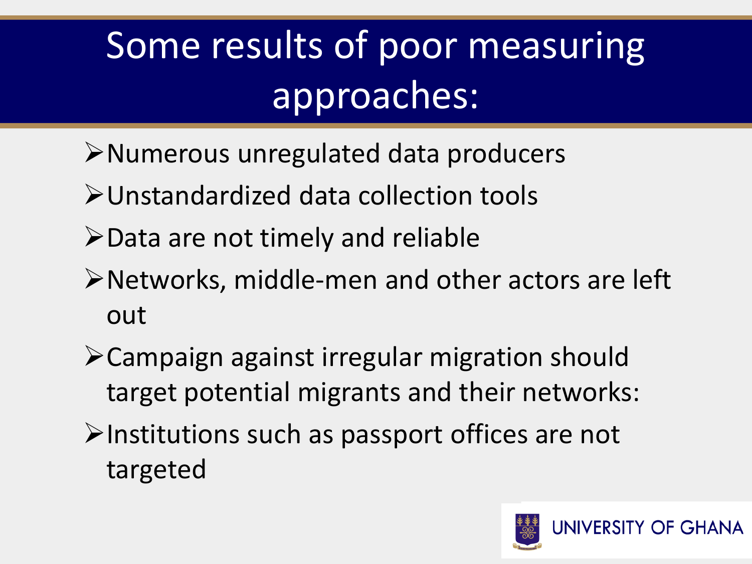# Some results of poor measuring approaches:

- Numerous unregulated data producers
- Unstandardized data collection tools
- Data are not timely and reliable
- Networks, middle-men and other actors are left out
- Campaign against irregular migration should target potential migrants and their networks:
- Institutions such as passport offices are not targeted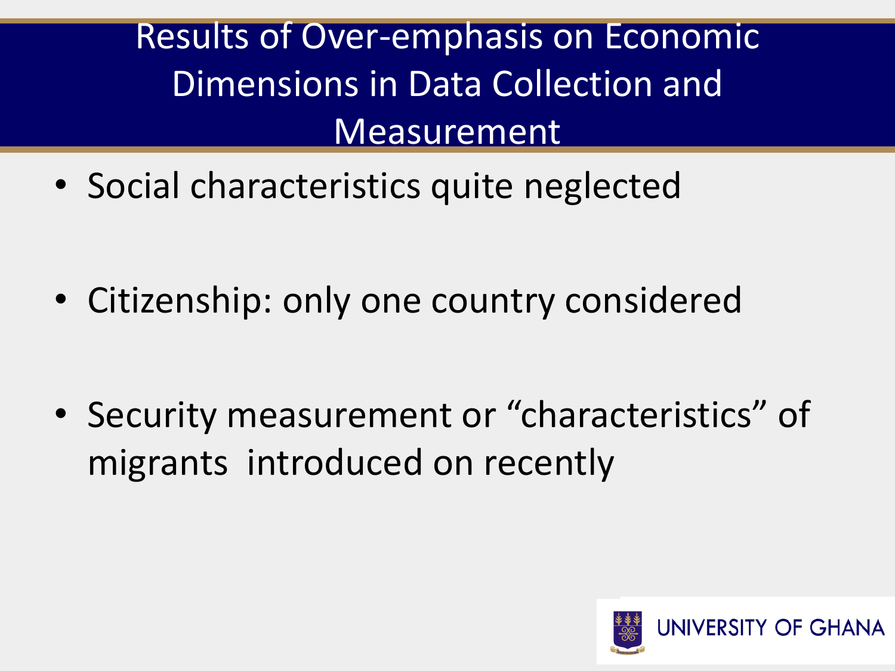# Results of Over-emphasis on Economic Dimensions in Data Collection and Measurement

- Social characteristics quite neglected
- Citizenship: only one country considered
- Security measurement or "characteristics" of migrants introduced on recently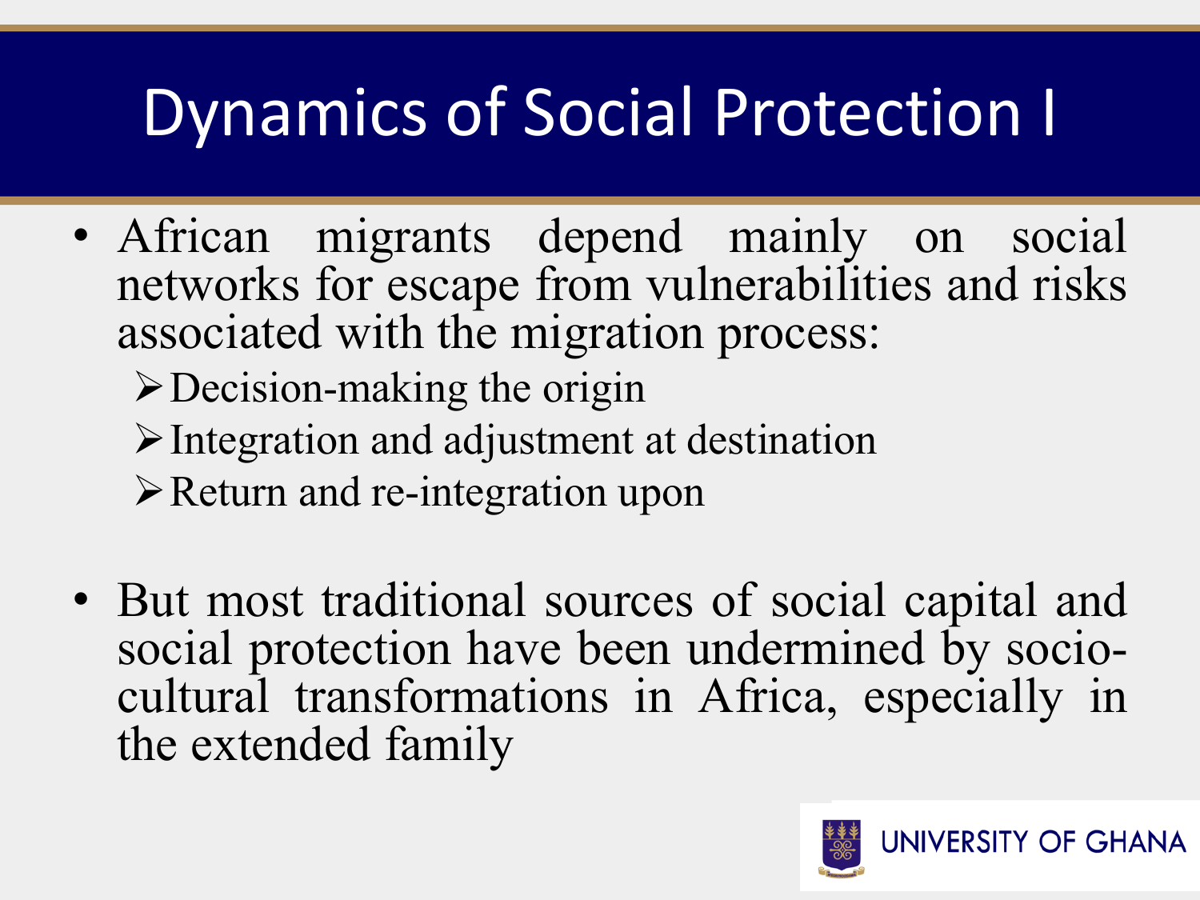# Dynamics of Social Protection I

- African migrants depend mainly on social networks for escape from vulnerabilities and risks associated with the migration process:
  - Decision-making the origin
  - Integration and adjustment at destination
  - Return and re-integration upon
- But most traditional sources of social capital and social protection have been undermined by socio-cultural transformations in Africa, especially in the extended family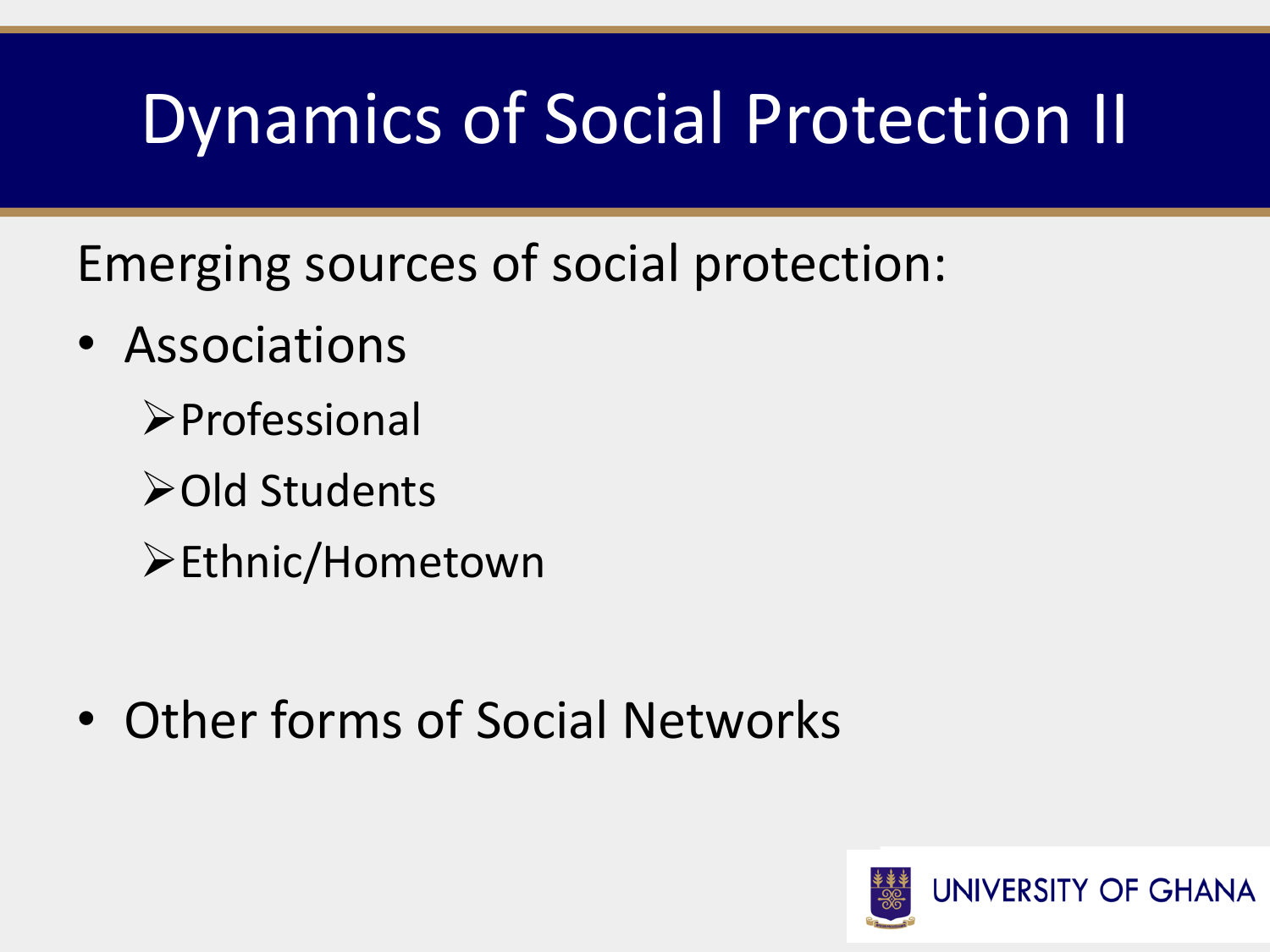# Dynamics of Social Protection II

Emerging sources of social protection:

- Associations
  - Professional
  - Old Students
  - Ethnic/Hometown

- Other forms of Social Networks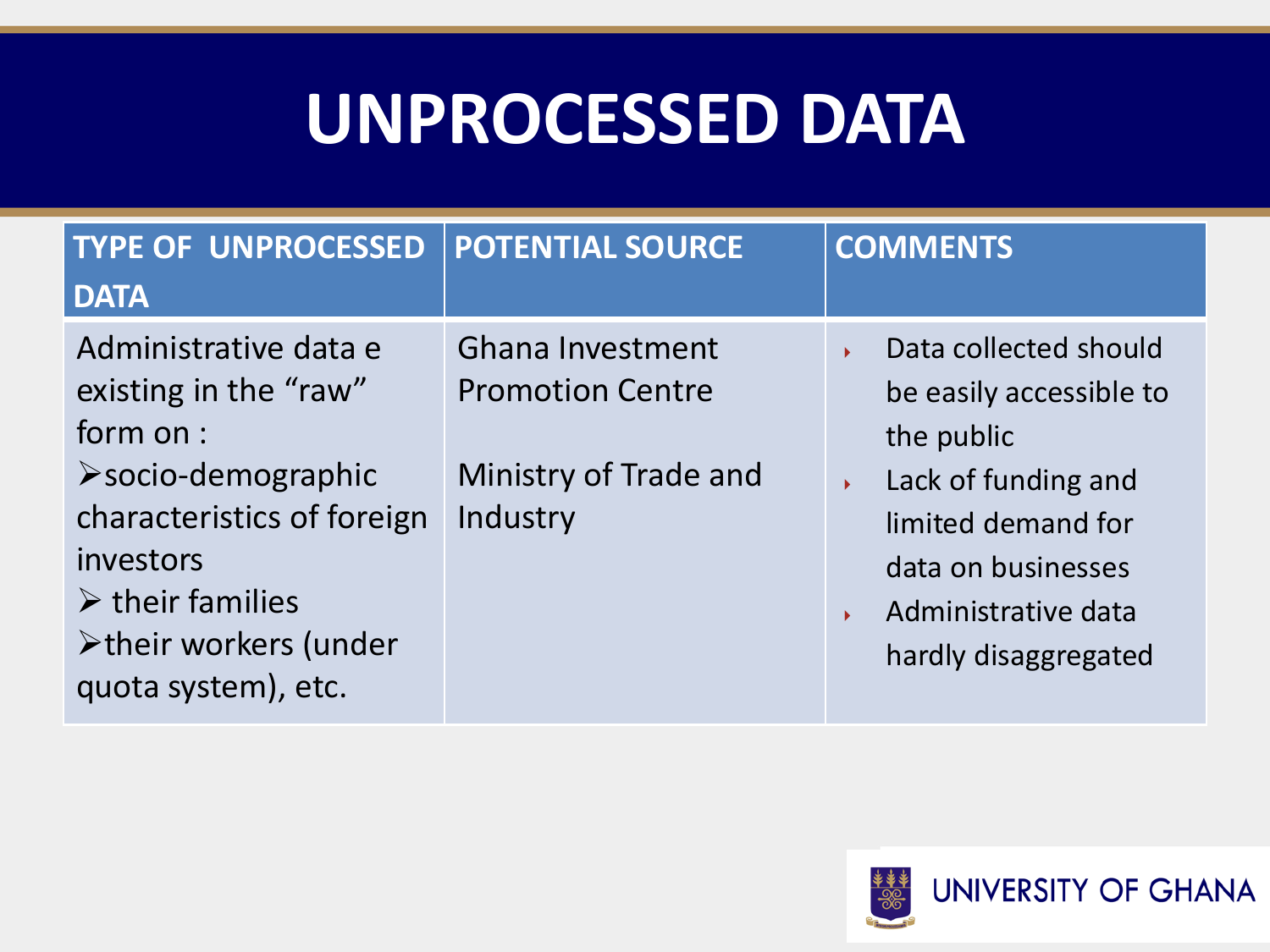# UNPROCESSED DATA

| TYPE OF UNPROCESSED DATA | POTENTIAL SOURCE | COMMENTS |
|---|---|---|
| Administrative data e existing in the "raw" form on :<br>➢socio-demographic characteristics of foreign investors<br>➢ their families<br>➢their workers (under quota system), etc. | Ghana Investment Promotion Centre<br><br>Ministry of Trade and Industry | • Data collected should be easily accessible to the public<br>• Lack of funding and limited demand for data on businesses<br>• Administrative data hardly disaggregated |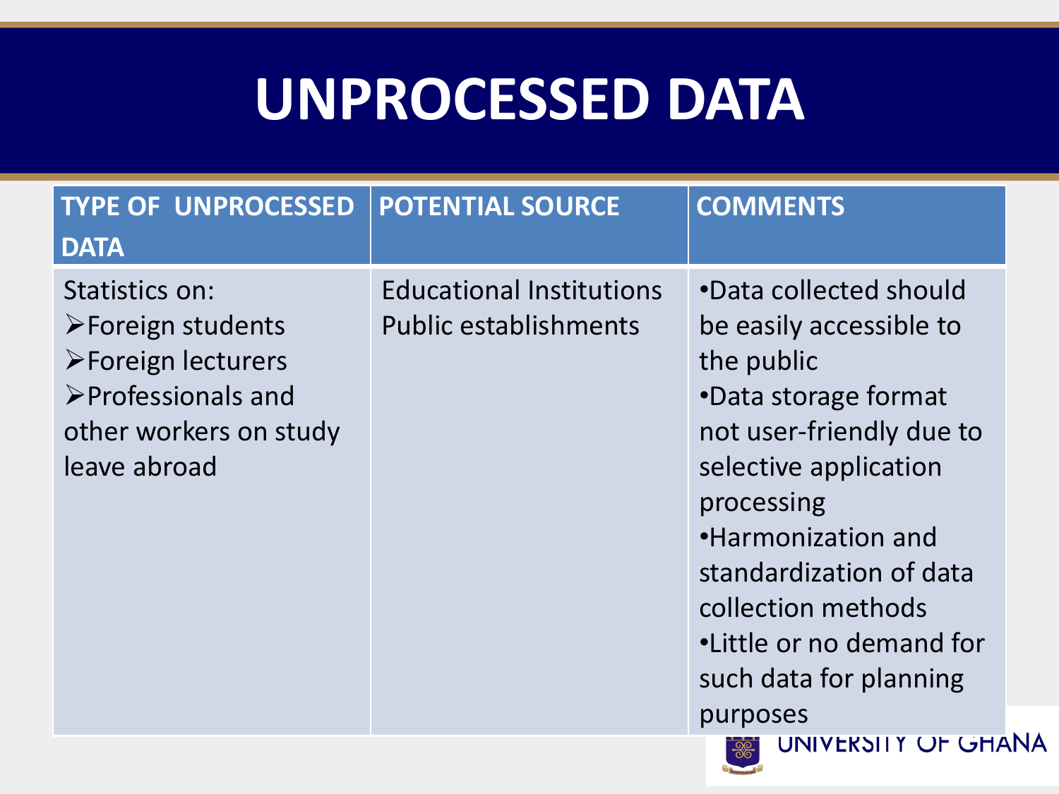# UNPROCESSED DATA

| TYPE OF UNPROCESSED DATA | POTENTIAL SOURCE | COMMENTS |
| --- | --- | --- |
| Statistics on:<br>➢Foreign students<br>➢Foreign lecturers<br>➢Professionals and other workers on study leave abroad | Educational Institutions<br>Public establishments | •Data collected should be easily accessible to the public<br>•Data storage format not user-friendly due to selective application processing<br>•Harmonization and standardization of data collection methods<br>•Little or no demand for such data for planning purposes |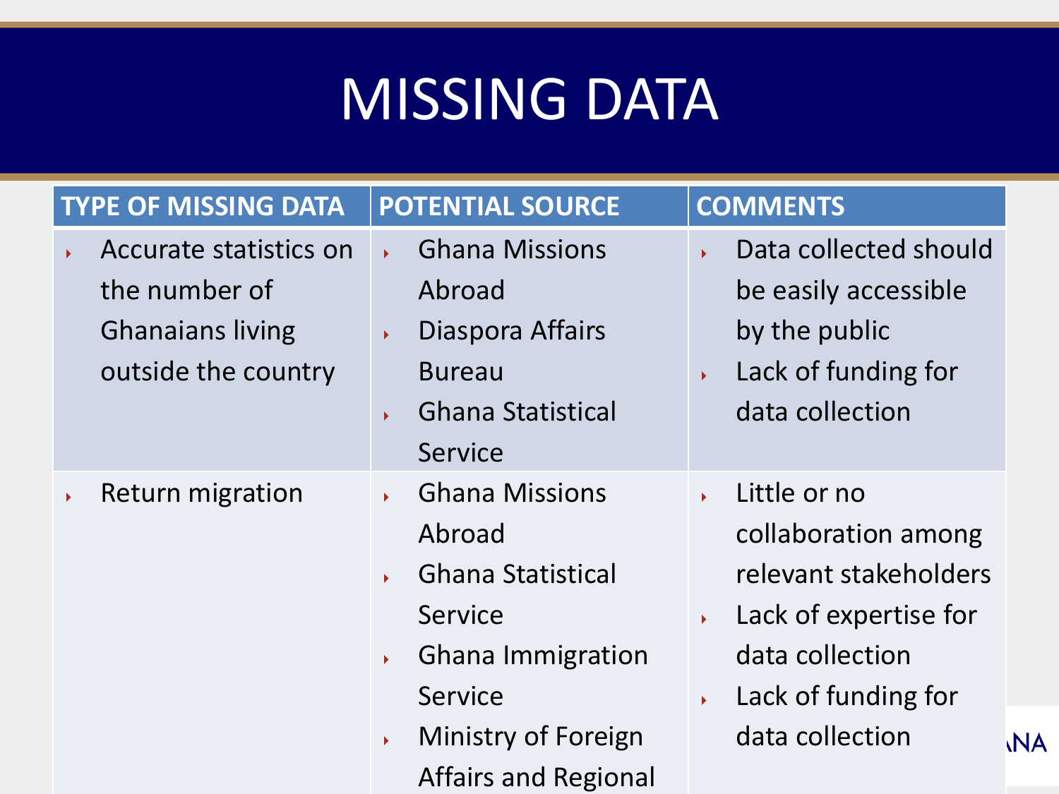# MISSING DATA

| TYPE OF MISSING DATA | POTENTIAL SOURCE | COMMENTS |
| --- | --- | --- |
| Accurate statistics on the number of Ghanaians living outside the country | Ghana Missions Abroad<br>Diaspora Affairs Bureau<br>Ghana Statistical Service | Data collected should be easily accessible by the public<br>Lack of funding for data collection |
| Return migration | Ghana Missions Abroad<br>Ghana Statistical Service<br>Ghana Immigration Service<br>Ministry of Foreign Affairs and Regional | Little or no collaboration among relevant stakeholders<br>Lack of expertise for data collection<br>Lack of funding for data collection |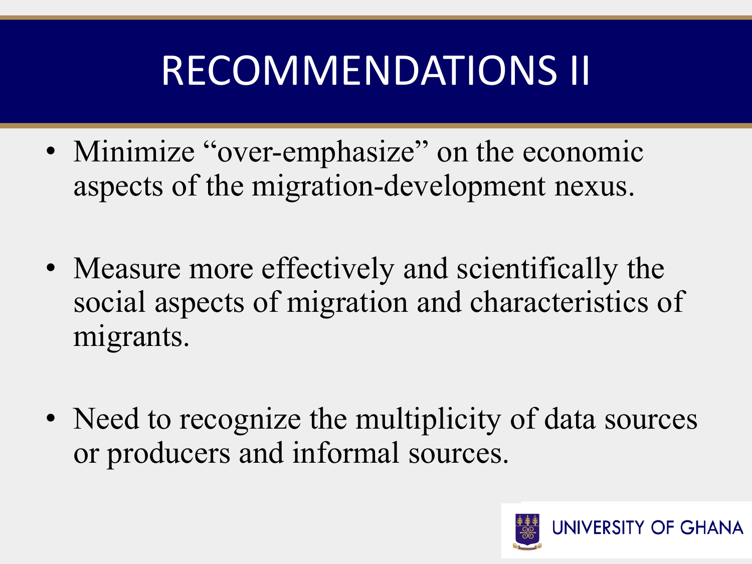# RECOMMENDATIONS II

- Minimize "over-emphasize" on the economic aspects of the migration-development nexus.

- Measure more effectively and scientifically the social aspects of migration and characteristics of migrants.

- Need to recognize the multiplicity of data sources or producers and informal sources.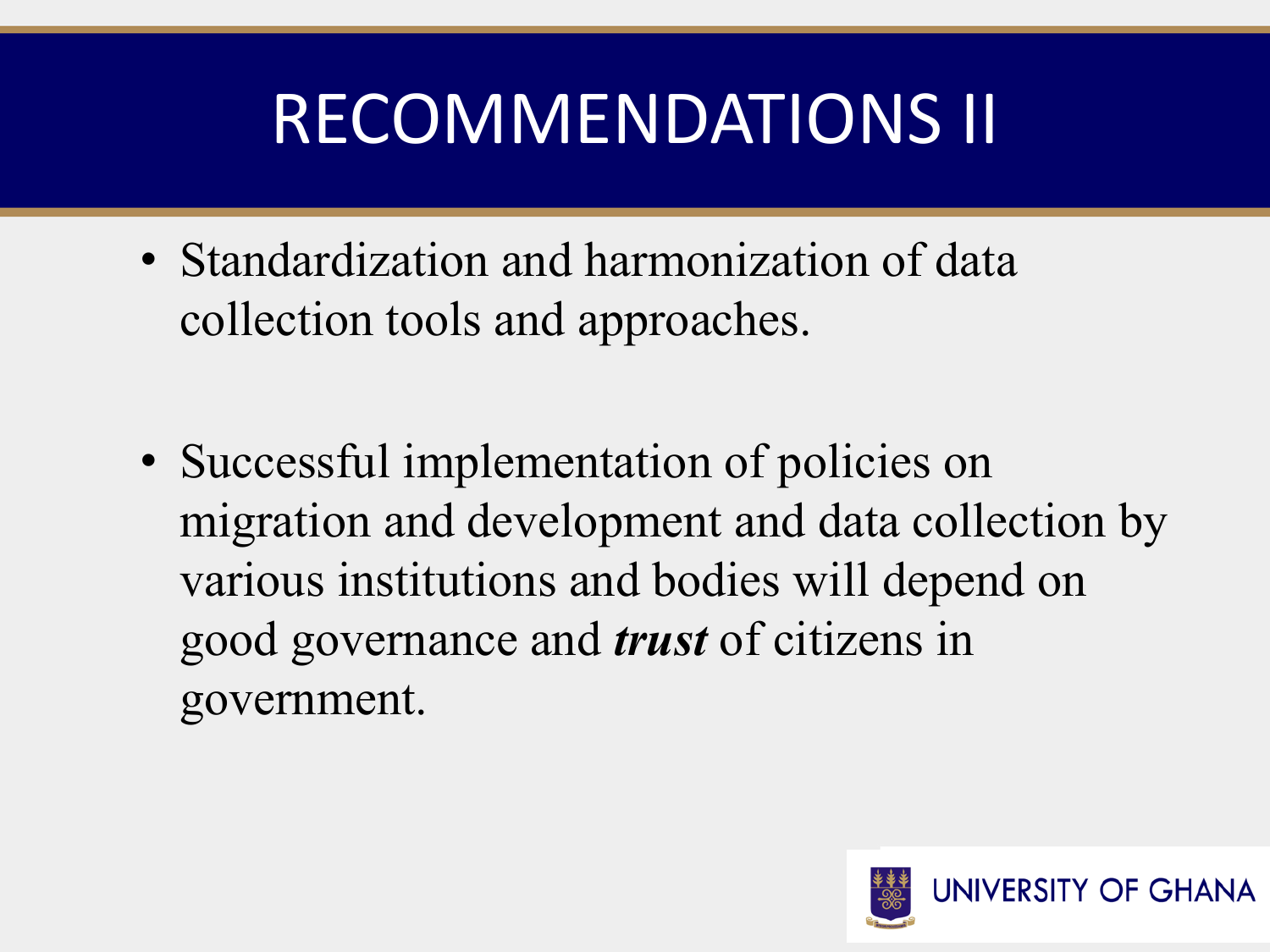# RECOMMENDATIONS II

- Standardization and harmonization of data collection tools and approaches.

- Successful implementation of policies on migration and development and data collection by various institutions and bodies will depend on good governance and ***trust*** of citizens in government.